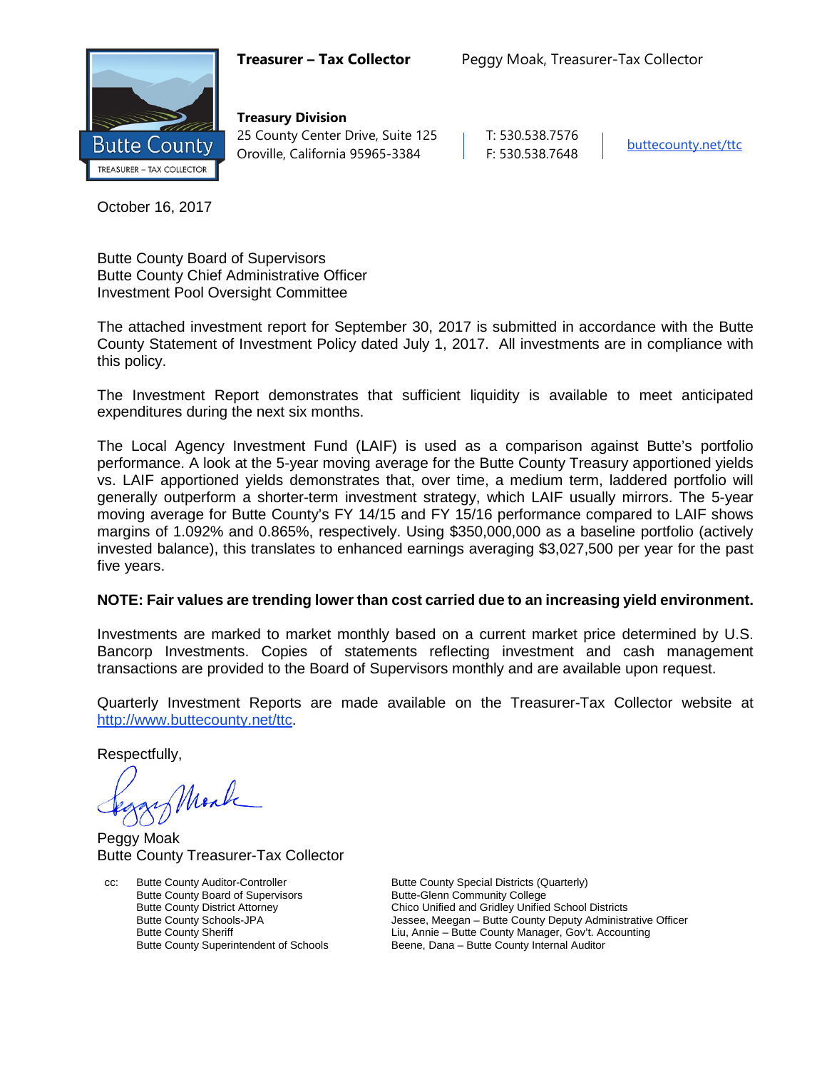**Treasurer – Tax Collector** Peggy Moak, Treasurer-Tax Collector

Butte County
TREASURER – TAX COLLECTOR

**Treasury Division**
25 County Center Drive, Suite 125
Oroville, California 95965-3384

T: 530.538.7576
F: 530.538.7648

buttecounty.net/ttc

October 16, 2017

Butte County Board of Supervisors
Butte County Chief Administrative Officer
Investment Pool Oversight Committee

The attached investment report for September 30, 2017 is submitted in accordance with the Butte County Statement of Investment Policy dated July 1, 2017. All investments are in compliance with this policy.

The Investment Report demonstrates that sufficient liquidity is available to meet anticipated expenditures during the next six months.

The Local Agency Investment Fund (LAIF) is used as a comparison against Butte's portfolio performance. A look at the 5-year moving average for the Butte County Treasury apportioned yields vs. LAIF apportioned yields demonstrates that, over time, a medium term, laddered portfolio will generally outperform a shorter-term investment strategy, which LAIF usually mirrors. The 5-year moving average for Butte County's FY 14/15 and FY 15/16 performance compared to LAIF shows margins of 1.092% and 0.865%, respectively. Using $350,000,000 as a baseline portfolio (actively invested balance), this translates to enhanced earnings averaging $3,027,500 per year for the past five years.

**NOTE: Fair values are trending lower than cost carried due to an increasing yield environment.**

Investments are marked to market monthly based on a current market price determined by U.S. Bancorp Investments. Copies of statements reflecting investment and cash management transactions are provided to the Board of Supervisors monthly and are available upon request.

Quarterly Investment Reports are made available on the Treasurer-Tax Collector website at http://www.buttecounty.net/ttc.

Respectfully,

Peggy Moak
Butte County Treasurer-Tax Collector

cc: Butte County Auditor-Controller
Butte County Board of Supervisors
Butte County District Attorney
Butte County Schools-JPA
Butte County Sheriff
Butte County Superintendent of Schools
Butte County Special Districts (Quarterly)
Butte-Glenn Community College
Chico Unified and Gridley Unified School Districts
Jessee, Meegan – Butte County Deputy Administrative Officer
Liu, Annie – Butte County Manager, Gov't. Accounting
Beene, Dana – Butte County Internal Auditor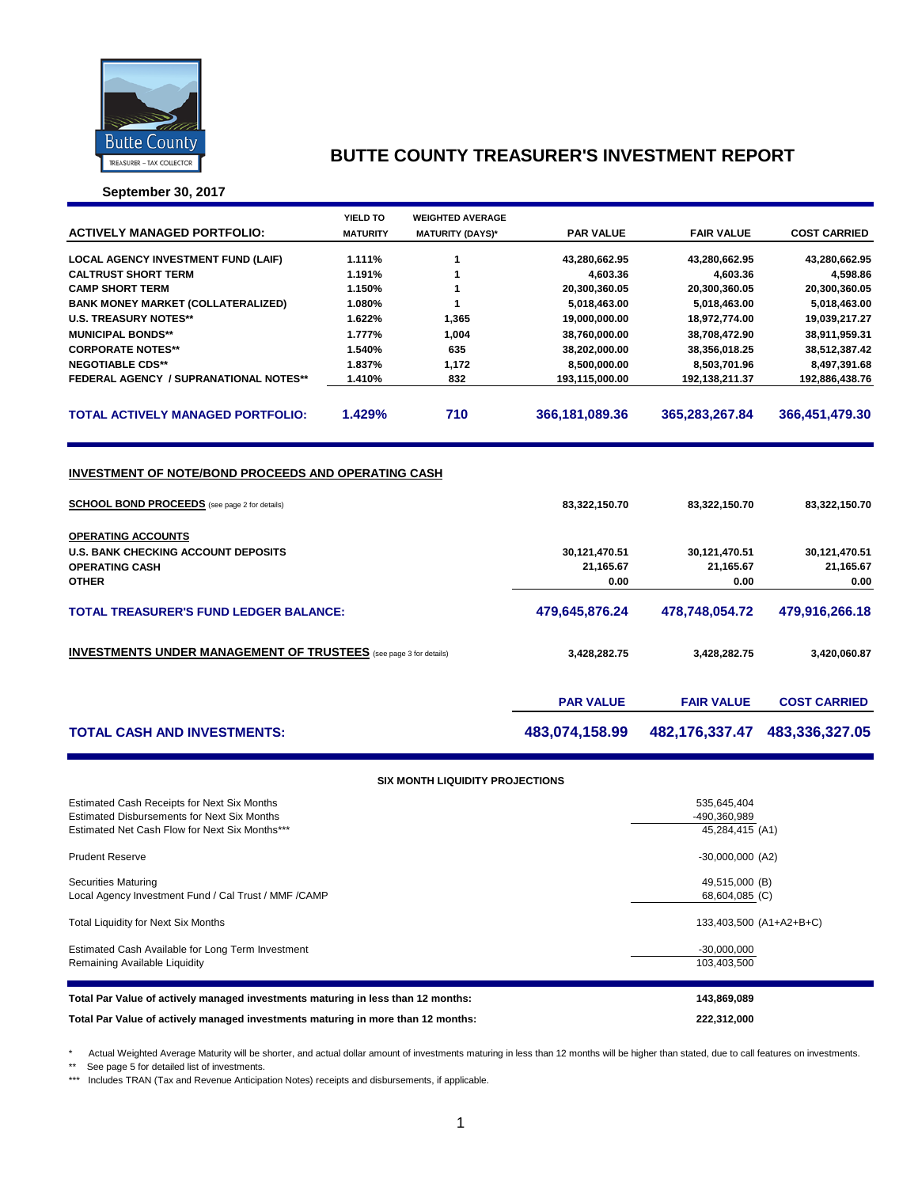# BUTTE COUNTY TREASURER'S INVESTMENT REPORT

**September 30, 2017**

| ACTIVELY MANAGED PORTFOLIO: | YIELD TO MATURITY | WEIGHTED AVERAGE MATURITY (DAYS)* | PAR VALUE | FAIR VALUE | COST CARRIED |
|---|---|---|---|---|---|
| LOCAL AGENCY INVESTMENT FUND (LAIF) | 1.111% | 1 | 43,280,662.95 | 43,280,662.95 | 43,280,662.95 |
| CALTRUST SHORT TERM | 1.191% | 1 | 4,603.36 | 4,603.36 | 4,598.86 |
| CAMP SHORT TERM | 1.150% | 1 | 20,300,360.05 | 20,300,360.05 | 20,300,360.05 |
| BANK MONEY MARKET (COLLATERALIZED) | 1.080% | 1 | 5,018,463.00 | 5,018,463.00 | 5,018,463.00 |
| U.S. TREASURY NOTES** | 1.622% | 1,365 | 19,000,000.00 | 18,972,774.00 | 19,039,217.27 |
| MUNICIPAL BONDS** | 1.777% | 1,004 | 38,760,000.00 | 38,708,472.90 | 38,911,959.31 |
| CORPORATE NOTES** | 1.540% | 635 | 38,202,000.00 | 38,356,018.25 | 38,512,387.42 |
| NEGOTIABLE CDS** | 1.837% | 1,172 | 8,500,000.00 | 8,503,701.96 | 8,497,391.68 |
| FEDERAL AGENCY / SUPRANATIONAL NOTES** | 1.410% | 832 | 193,115,000.00 | 192,138,211.37 | 192,886,438.76 |
| **TOTAL ACTIVELY MANAGED PORTFOLIO:** | **1.429%** | **710** | **366,181,089.36** | **365,283,267.84** | **366,451,479.30** |

## INVESTMENT OF NOTE/BOND PROCEEDS AND OPERATING CASH

| | PAR VALUE | FAIR VALUE | COST CARRIED |
|---|---|---|---|
| **SCHOOL BOND PROCEEDS** (see page 2 for details) | 83,322,150.70 | 83,322,150.70 | 83,322,150.70 |
| **OPERATING ACCOUNTS** | | | |
| U.S. BANK CHECKING ACCOUNT DEPOSITS | 30,121,470.51 | 30,121,470.51 | 30,121,470.51 |
| OPERATING CASH | 21,165.67 | 21,165.67 | 21,165.67 |
| OTHER | 0.00 | 0.00 | 0.00 |
| **TOTAL TREASURER'S FUND LEDGER BALANCE:** | **479,645,876.24** | **478,748,054.72** | **479,916,266.18** |
| **INVESTMENTS UNDER MANAGEMENT OF TRUSTEES** (see page 3 for details) | 3,428,282.75 | 3,428,282.75 | 3,420,060.87 |

| | PAR VALUE | FAIR VALUE | COST CARRIED |
|---|---|---|---|
| **TOTAL CASH AND INVESTMENTS:** | **483,074,158.99** | **482,176,337.47** | **483,336,327.05** |

### SIX MONTH LIQUIDITY PROJECTIONS

| | |
|---|---|
| Estimated Cash Receipts for Next Six Months | 535,645,404 |
| Estimated Disbursements for Next Six Months | -490,360,989 |
| Estimated Net Cash Flow for Next Six Months*** | 45,284,415 (A1) |
| Prudent Reserve | -30,000,000 (A2) |
| Securities Maturing | 49,515,000 (B) |
| Local Agency Investment Fund / Cal Trust / MMF /CAMP | 68,604,085 (C) |
| Total Liquidity for Next Six Months | 133,403,500 (A1+A2+B+C) |
| Estimated Cash Available for Long Term Investment | -30,000,000 |
| Remaining Available Liquidity | 103,403,500 |

| | |
|---|---|
| **Total Par Value of actively managed investments maturing in less than 12 months:** | **143,869,089** |
| **Total Par Value of actively managed investments maturing in more than 12 months:** | **222,312,000** |

\* Actual Weighted Average Maturity will be shorter, and actual dollar amount of investments maturing in less than 12 months will be higher than stated, due to call features on investments.

** See page 5 for detailed list of investments.

*** Includes TRAN (Tax and Revenue Anticipation Notes) receipts and disbursements, if applicable.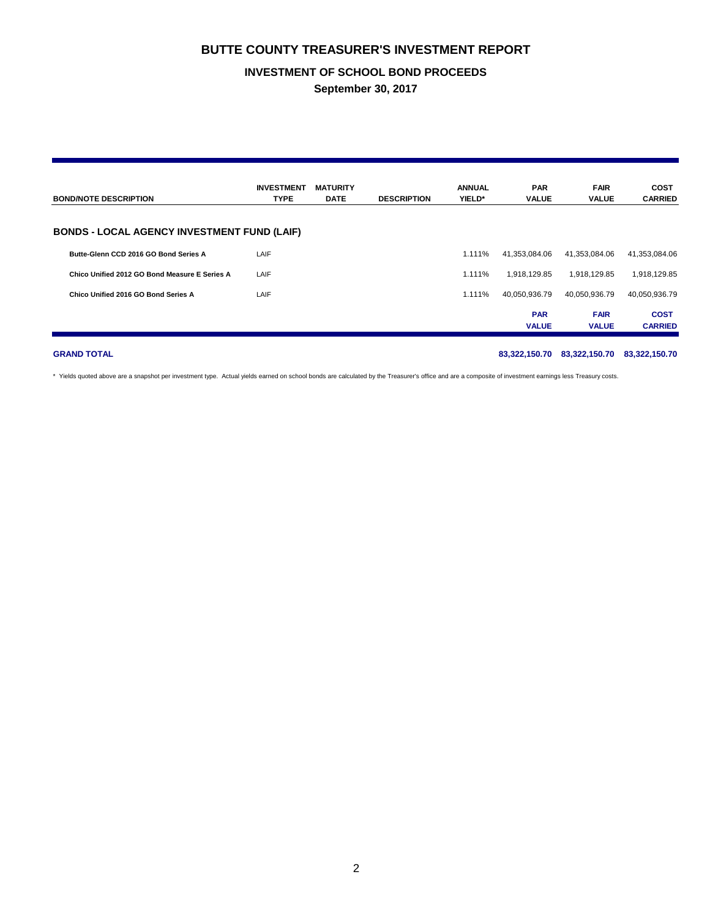# BUTTE COUNTY TREASURER'S INVESTMENT REPORT

## INVESTMENT OF SCHOOL BOND PROCEEDS

### September 30, 2017

| BOND/NOTE DESCRIPTION | INVESTMENT TYPE | MATURITY DATE | DESCRIPTION | ANNUAL YIELD* | PAR VALUE | FAIR VALUE | COST CARRIED |
|---|---|---|---|---|---|---|---|
| **BONDS - LOCAL AGENCY INVESTMENT FUND (LAIF)** | | | | | | | |
| **Butte-Glenn CCD 2016 GO Bond Series A** | LAIF | | | 1.111% | 41,353,084.06 | 41,353,084.06 | 41,353,084.06 |
| **Chico Unified 2012 GO Bond Measure E Series A** | LAIF | | | 1.111% | 1,918,129.85 | 1,918,129.85 | 1,918,129.85 |
| **Chico Unified 2016 GO Bond Series A** | LAIF | | | 1.111% | 40,050,936.79 | 40,050,936.79 | 40,050,936.79 |
| | | | | | **PAR VALUE** | **FAIR VALUE** | **COST CARRIED** |
| **GRAND TOTAL** | | | | | **83,322,150.70** | **83,322,150.70** | **83,322,150.70** |

* Yields quoted above are a snapshot per investment type. Actual yields earned on school bonds are calculated by the Treasurer's office and are a composite of investment earnings less Treasury costs.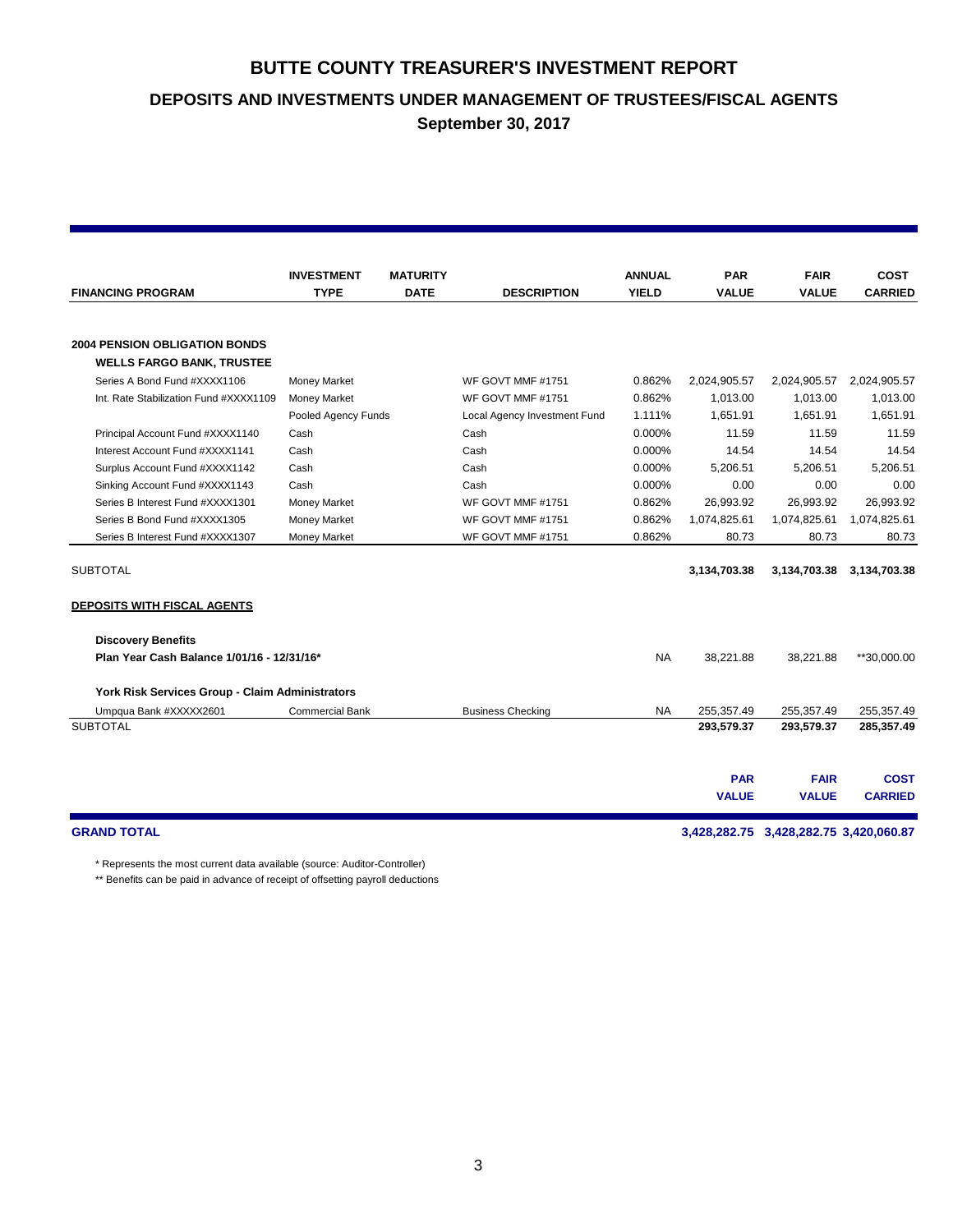# BUTTE COUNTY TREASURER'S INVESTMENT REPORT

## DEPOSITS AND INVESTMENTS UNDER MANAGEMENT OF TRUSTEES/FISCAL AGENTS

**September 30, 2017**

| FINANCING PROGRAM | INVESTMENT TYPE | MATURITY DATE | DESCRIPTION | ANNUAL YIELD | PAR VALUE | FAIR VALUE | COST CARRIED |
|---|---|---|---|---|---|---|---|
| **2004 PENSION OBLIGATION BONDS** | | | | | | | |
| **WELLS FARGO BANK, TRUSTEE** | | | | | | | |
| Series A Bond Fund #XXXX1106 | Money Market | | WF GOVT MMF #1751 | 0.862% | 2,024,905.57 | 2,024,905.57 | 2,024,905.57 |
| Int. Rate Stabilization Fund #XXXX1109 | Money Market | | WF GOVT MMF #1751 | 0.862% | 1,013.00 | 1,013.00 | 1,013.00 |
| | Pooled Agency Funds | | Local Agency Investment Fund | 1.111% | 1,651.91 | 1,651.91 | 1,651.91 |
| Principal Account Fund #XXXX1140 | Cash | | Cash | 0.000% | 11.59 | 11.59 | 11.59 |
| Interest Account Fund #XXXX1141 | Cash | | Cash | 0.000% | 14.54 | 14.54 | 14.54 |
| Surplus Account Fund #XXXX1142 | Cash | | Cash | 0.000% | 5,206.51 | 5,206.51 | 5,206.51 |
| Sinking Account Fund #XXXX1143 | Cash | | Cash | 0.000% | 0.00 | 0.00 | 0.00 |
| Series B Interest Fund #XXXX1301 | Money Market | | WF GOVT MMF #1751 | 0.862% | 26,993.92 | 26,993.92 | 26,993.92 |
| Series B Bond Fund #XXXX1305 | Money Market | | WF GOVT MMF #1751 | 0.862% | 1,074,825.61 | 1,074,825.61 | 1,074,825.61 |
| Series B Interest Fund #XXXX1307 | Money Market | | WF GOVT MMF #1751 | 0.862% | 80.73 | 80.73 | 80.73 |
| SUBTOTAL | | | | | **3,134,703.38** | **3,134,703.38** | **3,134,703.38** |
| **DEPOSITS WITH FISCAL AGENTS** | | | | | | | |
| **Discovery Benefits** | | | | | | | |
| **Plan Year Cash Balance 1/01/16 - 12/31/16*** | | | | NA | 38,221.88 | 38,221.88 | **30,000.00 |
| **York Risk Services Group - Claim Administrators** | | | | | | | |
| Umpqua Bank #XXXXX2601 | Commercial Bank | | Business Checking | NA | 255,357.49 | 255,357.49 | 255,357.49 |
| SUBTOTAL | | | | | **293,579.37** | **293,579.37** | **285,357.49** |

| | PAR VALUE | FAIR VALUE | COST CARRIED |
|---|---|---|---|
| **GRAND TOTAL** | **3,428,282.75** | **3,428,282.75** | **3,420,060.87** |

* Represents the most current data available (source: Auditor-Controller)

** Benefits can be paid in advance of receipt of offsetting payroll deductions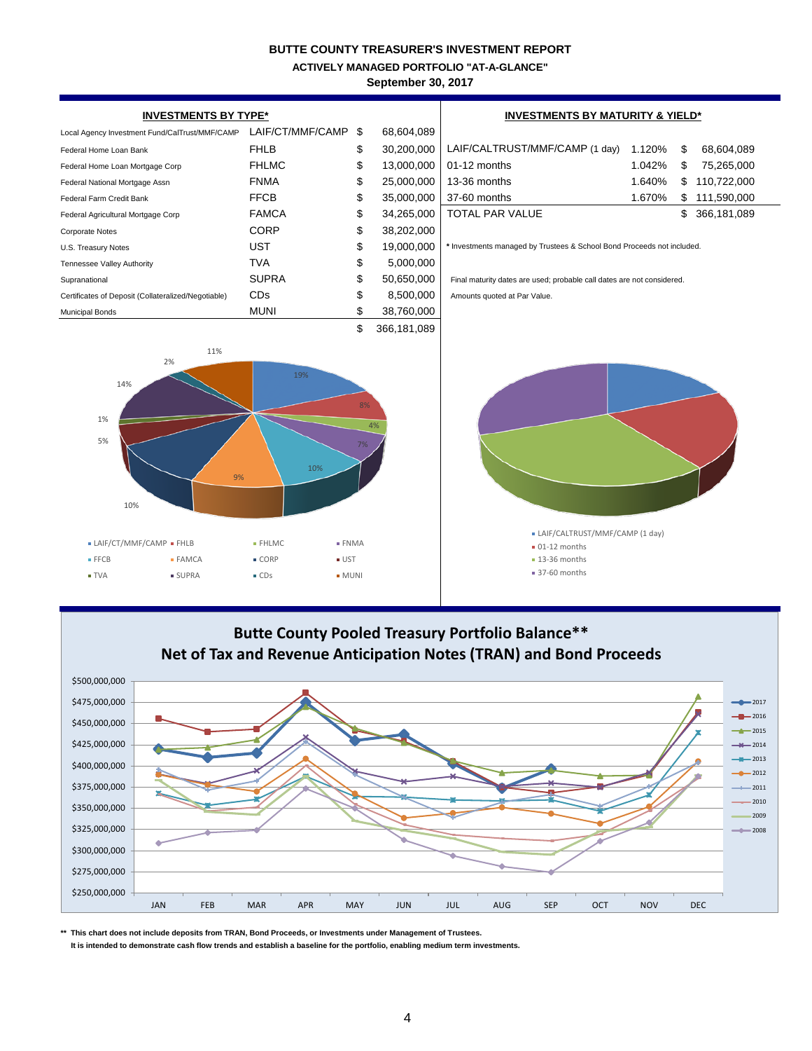# BUTTE COUNTY TREASURER'S INVESTMENT REPORT

## ACTIVELY MANAGED PORTFOLIO "AT-A-GLANCE"

**September 30, 2017**

### INVESTMENTS BY TYPE*

| | | | |
|---|---|---|---|
| Local Agency Investment Fund/CalTrust/MMF/CAMP | LAIF/CT/MMF/CAMP | $ | 68,604,089 |
| Federal Home Loan Bank | FHLB | $ | 30,200,000 |
| Federal Home Loan Mortgage Corp | FHLMC | $ | 13,000,000 |
| Federal National Mortgage Assn | FNMA | $ | 25,000,000 |
| Federal Farm Credit Bank | FFCB | $ | 35,000,000 |
| Federal Agricultural Mortgage Corp | FAMCA | $ | 34,265,000 |
| Corporate Notes | CORP | $ | 38,202,000 |
| U.S. Treasury Notes | UST | $ | 19,000,000 |
| Tennessee Valley Authority | TVA | $ | 5,000,000 |
| Supranational | SUPRA | $ | 50,650,000 |
| Certificates of Deposit (Collateralized/Negotiable) | CDs | $ | 8,500,000 |
| Municipal Bonds | MUNI | $ | 38,760,000 |
| | | $ | 366,181,089 |

### INVESTMENTS BY MATURITY & YIELD*

| | | | |
|---|---|---|---|
| LAIF/CALTRUST/MMF/CAMP (1 day) | 1.120% | $ | 68,604,089 |
| 01-12 months | 1.042% | $ | 75,265,000 |
| 13-36 months | 1.640% | $ | 110,722,000 |
| 37-60 months | 1.670% | $ | 111,590,000 |
| TOTAL PAR VALUE | | $ | 366,181,089 |

* Investments managed by Trustees & School Bond Proceeds not included.

Final maturity dates are used; probable call dates are not considered.

Amounts quoted at Par Value.

## Butte County Pooled Treasury Portfolio Balance**
## Net of Tax and Revenue Anticipation Notes (TRAN) and Bond Proceeds

** This chart does not include deposits from TRAN, Bond Proceeds, or Investments under Management of Trustees.
It is intended to demonstrate cash flow trends and establish a baseline for the portfolio, enabling medium term investments.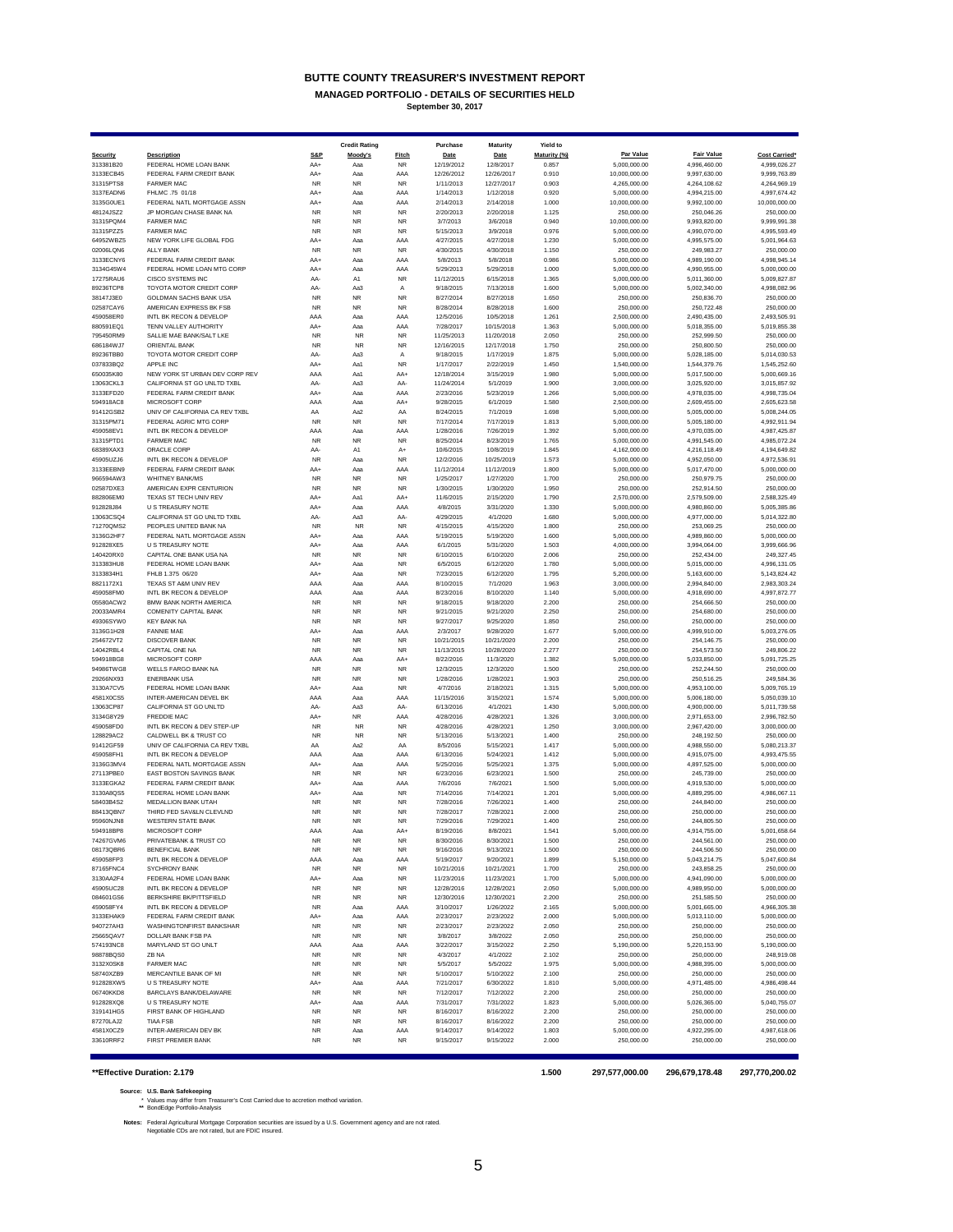# BUTTE COUNTY TREASURER'S INVESTMENT REPORT

## MANAGED PORTFOLIO - DETAILS OF SECURITIES HELD

**September 30, 2017**

| | | Credit Rating | | | Purchase | Maturity | Yield to | | | |
|---|---|---|---|---|---|---|---|---|---|---|
| Security | Description | S&P | Moody's | Fitch | Date | Date | Maturity (%) | Par Value | Fair Value | Cost Carried* |
| 313381B20 | FEDERAL HOME LOAN BANK | AA+ | Aaa | NR | 12/19/2012 | 12/8/2017 | 0.857 | 5,000,000.00 | 4,996,460.00 | 4,999,026.27 |
| 3133ECB45 | FEDERAL FARM CREDIT BANK | AA+ | Aaa | AAA | 12/26/2012 | 12/26/2017 | 0.910 | 10,000,000.00 | 9,997,630.00 | 9,999,763.89 |
| 31315PTS8 | FARMER MAC | NR | NR | NR | 1/11/2013 | 12/27/2017 | 0.903 | 4,265,000.00 | 4,264,108.62 | 4,264,969.19 |
| 3137EADN6 | FHLMC .75 01/18 | AA+ | Aaa | AAA | 1/14/2013 | 1/12/2018 | 0.920 | 5,000,000.00 | 4,994,215.00 | 4,997,674.42 |
| 3135G0UE1 | FEDERAL NATL MORTGAGE ASSN | AA+ | Aaa | AAA | 2/14/2013 | 2/14/2018 | 1.000 | 10,000,000.00 | 9,992,100.00 | 10,000,000.00 |
| 48124JSZ2 | JP MORGAN CHASE BANK NA | NR | NR | NR | 2/20/2013 | 2/20/2018 | 1.125 | 250,000.00 | 250,046.26 | 250,000.00 |
| 31315PQM4 | FARMER MAC | NR | NR | NR | 3/7/2013 | 3/6/2018 | 0.940 | 10,000,000.00 | 9,993,820.00 | 9,999,991.38 |
| 31315PZZ5 | FARMER MAC | NR | NR | NR | 5/15/2013 | 3/9/2018 | 0.976 | 5,000,000.00 | 4,990,070.00 | 4,995,593.49 |
| 64952WBZ5 | NEW YORK LIFE GLOBAL FDG | AA+ | Aaa | AAA | 4/27/2015 | 4/27/2018 | 1.230 | 5,000,000.00 | 4,995,575.00 | 5,001,964.63 |
| 02006LQN6 | ALLY BANK | NR | NR | NR | 4/30/2015 | 4/30/2018 | 1.150 | 250,000.00 | 249,983.27 | 250,000.00 |
| 3133ECNY6 | FEDERAL FARM CREDIT BANK | AA+ | Aaa | AAA | 5/8/2013 | 5/8/2018 | 0.986 | 5,000,000.00 | 4,989,190.00 | 4,998,945.14 |
| 3134G4SW4 | FEDERAL HOME LOAN MTG CORP | AA+ | Aaa | AAA | 5/29/2013 | 5/29/2018 | 1.000 | 5,000,000.00 | 4,990,955.00 | 5,000,000.00 |
| 17275RAU6 | CISCO SYSTEMS INC | AA- | A1 | NR | 11/12/2015 | 6/15/2018 | 1.365 | 5,000,000.00 | 5,011,360.00 | 5,009,827.87 |
| 89236TCP8 | TOYOTA MOTOR CREDIT CORP | AA- | Aa3 | A | 9/18/2015 | 7/13/2018 | 1.600 | 5,000,000.00 | 5,002,340.00 | 4,998,082.96 |
| 38147J3E0 | GOLDMAN SACHS BANK USA | NR | NR | NR | 8/27/2014 | 8/27/2018 | 1.650 | 250,000.00 | 250,836.70 | 250,000.00 |
| 02587CAY6 | AMERICAN EXPRESS BK FSB | NR | NR | NR | 8/28/2014 | 8/28/2018 | 1.600 | 250,000.00 | 250,722.48 | 250,000.00 |
| 459058ER0 | INTL BK RECON & DEVELOP | AAA | Aaa | AAA | 12/5/2016 | 10/5/2018 | 1.261 | 2,500,000.00 | 2,490,435.00 | 2,493,505.91 |
| 880591EQ1 | TENN VALLEY AUTHORITY | AA+ | Aaa | AAA | 7/28/2017 | 10/15/2018 | 1.363 | 5,000,000.00 | 5,018,355.00 | 5,019,855.38 |
| 795450RM9 | SALLIE MAE BANK/SALT LKE | NR | NR | NR | 11/25/2013 | 11/20/2018 | 2.050 | 250,000.00 | 252,999.50 | 250,000.00 |
| 686184WJ7 | ORIENTAL BANK | NR | NR | NR | 12/16/2015 | 12/17/2018 | 1.750 | 250,000.00 | 250,800.50 | 250,000.00 |
| 89236TBB0 | TOYOTA MOTOR CREDIT CORP | AA- | Aa3 | A | 9/18/2015 | 1/17/2019 | 1.875 | 5,000,000.00 | 5,028,185.00 | 5,014,030.53 |
| 037833BQ2 | APPLE INC | AA+ | Aa1 | NR | 1/17/2017 | 2/22/2019 | 1.450 | 1,540,000.00 | 1,544,379.76 | 1,545,252.60 |
| 650035K80 | NEW YORK ST URBAN DEV CORP REV | AAA | Aa1 | AA+ | 12/18/2014 | 3/15/2019 | 1.980 | 5,000,000.00 | 5,017,500.00 | 5,000,669.16 |
| 13063CKL3 | CALIFORNIA ST GO UNLTD TXBL | AA- | Aa3 | AA- | 11/24/2014 | 5/1/2019 | 1.900 | 3,000,000.00 | 3,025,920.00 | 3,015,857.92 |
| 3133EFD20 | FEDERAL FARM CREDIT BANK | AA+ | Aaa | AAA | 2/23/2016 | 5/23/2019 | 1.266 | 5,000,000.00 | 4,978,035.00 | 4,998,735.04 |
| 594918AC8 | MICROSOFT CORP | AAA | Aaa | AA+ | 9/28/2015 | 6/1/2019 | 1.580 | 2,500,000.00 | 2,609,455.00 | 2,605,623.58 |
| 91412GSB2 | UNIV OF CALIFORNIA CA REV TXBL | AA | Aa2 | AA | 8/24/2015 | 7/1/2019 | 1.698 | 5,000,000.00 | 5,005,000.00 | 5,008,244.05 |
| 31315PM71 | FEDERAL AGRIC MTG CORP | NR | NR | NR | 7/17/2014 | 7/17/2019 | 1.813 | 5,000,000.00 | 5,005,180.00 | 4,992,911.94 |
| 459058EV1 | INTL BK RECON & DEVELOP | AAA | Aaa | AAA | 1/28/2016 | 7/26/2019 | 1.392 | 5,000,000.00 | 4,970,035.00 | 4,987,425.87 |
| 31315PTD1 | FARMER MAC | NR | NR | NR | 8/25/2014 | 8/23/2019 | 1.765 | 5,000,000.00 | 4,991,545.00 | 4,985,072.24 |
| 68389XAX3 | ORACLE CORP | AA- | A1 | A+ | 10/6/2015 | 10/8/2019 | 1.845 | 4,162,000.00 | 4,216,118.49 | 4,194,649.82 |
| 45905UZJ6 | INTL BK RECON & DEVELOP | NR | Aaa | NR | 12/2/2016 | 10/25/2019 | 1.573 | 5,000,000.00 | 4,952,050.00 | 4,972,536.91 |
| 3133EEBN9 | FEDERAL FARM CREDIT BANK | AA+ | Aaa | AAA | 11/12/2014 | 11/12/2019 | 1.800 | 5,000,000.00 | 5,017,470.00 | 5,000,000.00 |
| 966594AW3 | WHITNEY BANK/MS | NR | NR | NR | 1/25/2017 | 1/27/2020 | 1.700 | 250,000.00 | 250,979.75 | 250,000.00 |
| 02587DXE3 | AMERICAN EXPR CENTURION | NR | NR | NR | 1/30/2015 | 1/30/2020 | 1.950 | 250,000.00 | 252,914.50 | 250,000.00 |
| 882806EM0 | TEXAS ST TECH UNIV REV | AA+ | Aa1 | AA+ | 11/6/2015 | 2/15/2020 | 1.790 | 2,570,000.00 | 2,579,509.00 | 2,588,325.49 |
| 912828J84 | U S TREASURY NOTE | AA+ | Aaa | AAA | 4/8/2015 | 3/31/2020 | 1.330 | 5,000,000.00 | 4,980,860.00 | 5,005,385.86 |
| 13063CSQ4 | CALIFORNIA ST GO UNLTD TXBL | AA- | Aa3 | AA- | 4/29/2015 | 4/1/2020 | 1.680 | 5,000,000.00 | 4,977,000.00 | 5,014,322.80 |
| 71270QMS2 | PEOPLES UNITED BANK NA | NR | NR | NR | 4/15/2015 | 4/15/2020 | 1.800 | 250,000.00 | 253,069.25 | 250,000.00 |
| 3136G2HF7 | FEDERAL NATL MORTGAGE ASSN | AA+ | Aaa | AAA | 5/19/2015 | 5/19/2020 | 1.600 | 5,000,000.00 | 4,989,860.00 | 5,000,000.00 |
| 912828XE5 | U S TREASURY NOTE | AA+ | Aaa | AAA | 6/1/2015 | 5/31/2020 | 1.503 | 4,000,000.00 | 3,994,064.00 | 3,999,666.96 |
| 140420RX0 | CAPITAL ONE BANK USA NA | NR | NR | NR | 6/10/2015 | 6/10/2020 | 2.006 | 250,000.00 | 252,434.00 | 249,327.45 |
| 313383HU8 | FEDERAL HOME LOAN BANK | AA+ | Aaa | NR | 6/5/2015 | 6/12/2020 | 1.780 | 5,000,000.00 | 5,015,000.00 | 4,996,131.05 |
| 3133834H1 | FHLB 1.375 06/20 | AA+ | Aaa | NR | 7/23/2015 | 6/12/2020 | 1.795 | 5,200,000.00 | 5,163,600.00 | 5,143,824.42 |
| 882117Z61 | TEXAS ST A&M UNIV REV | AAA | Aaa | AAA | 8/10/2015 | 7/1/2020 | 1.963 | 3,000,000.00 | 2,994,840.00 | 2,983,303.24 |
| 459058FM0 | INTL BK RECON & DEVELOP | AAA | Aaa | AAA | 8/23/2016 | 8/10/2020 | 1.140 | 5,000,000.00 | 4,918,690.00 | 4,997,872.77 |
| 05580ACW2 | BMW BANK NORTH AMERICA | NR | NR | NR | 9/18/2015 | 9/18/2020 | 2.200 | 250,000.00 | 254,666.50 | 250,000.00 |
| 20033AMR4 | COMENITY CAPITAL BANK | NR | NR | NR | 9/21/2015 | 9/21/2020 | 2.250 | 250,000.00 | 254,680.00 | 250,000.00 |
| 49306SYW0 | KEY BANK NA | NR | NR | NR | 9/27/2017 | 9/25/2020 | 1.850 | 250,000.00 | 250,000.00 | 250,000.00 |
| 3136G1H28 | FANNIE MAE | AA+ | Aaa | AAA | 2/3/2017 | 9/28/2020 | 1.677 | 5,000,000.00 | 4,999,910.00 | 5,003,276.05 |
| 254672VT2 | DISCOVER BANK | NR | NR | NR | 10/21/2015 | 10/21/2020 | 2.200 | 250,000.00 | 254,146.75 | 250,000.00 |
| 14042RBL4 | CAPITAL ONE NA | NR | NR | NR | 11/13/2015 | 10/28/2020 | 2.277 | 250,000.00 | 254,573.50 | 249,806.22 |
| 594918BG8 | MICROSOFT CORP | AAA | Aaa | AA+ | 8/22/2016 | 11/3/2020 | 1.382 | 5,000,000.00 | 5,033,850.00 | 5,091,725.25 |
| 94986TWG8 | WELLS FARGO BANK NA | NR | NR | NR | 12/3/2015 | 12/3/2020 | 1.500 | 250,000.00 | 252,244.50 | 250,000.00 |
| 29266NX93 | ENERBANK USA | NR | NR | NR | 1/28/2016 | 1/28/2021 | 1.903 | 250,000.00 | 250,516.25 | 249,584.36 |
| 3130A7CV5 | FEDERAL HOME LOAN BANK | AA+ | Aaa | NR | 4/7/2016 | 2/18/2021 | 1.315 | 5,000,000.00 | 4,953,100.00 | 5,009,765.19 |
| 4581X0CS5 | INTER-AMERICAN DEVEL BK | AAA | Aaa | AAA | 11/15/2016 | 3/15/2021 | 1.574 | 5,000,000.00 | 5,006,180.00 | 5,050,039.10 |
| 13063CP87 | CALIFORNIA ST GO UNLTD | AA- | Aa3 | AA- | 6/13/2016 | 4/1/2021 | 1.430 | 5,000,000.00 | 4,900,000.00 | 5,011,739.58 |
| 3134G8Y29 | FREDDIE MAC | AA+ | NR | AAA | 4/28/2016 | 4/28/2021 | 1.326 | 3,000,000.00 | 2,971,653.00 | 2,996,782.50 |
| 459058FD0 | INTL BK RECON & DEV STEP-UP | NR | NR | NR | 4/28/2016 | 4/28/2021 | 1.250 | 3,000,000.00 | 2,967,420.00 | 3,000,000.00 |
| 128829AC2 | CALDWELL BK & TRUST CO | NR | NR | NR | 5/13/2016 | 5/13/2021 | 1.400 | 250,000.00 | 248,192.50 | 250,000.00 |
| 91412GF59 | UNIV OF CALIFORNIA CA REV TXBL | AA | Aa2 | AA | 8/5/2016 | 5/15/2021 | 1.417 | 5,000,000.00 | 4,988,550.00 | 5,080,213.37 |
| 459058FH1 | INTL BK RECON & DEVELOP | AAA | Aaa | AAA | 6/13/2016 | 5/24/2021 | 1.412 | 5,000,000.00 | 4,915,075.00 | 4,993,475.55 |
| 3136G3MV4 | FEDERAL NATL MORTGAGE ASSN | AA+ | Aaa | AAA | 5/25/2016 | 5/25/2021 | 1.375 | 5,000,000.00 | 4,897,525.00 | 5,000,000.00 |
| 27113PBE0 | EAST BOSTON SAVINGS BANK | NR | NR | NR | 6/23/2016 | 6/23/2021 | 1.500 | 250,000.00 | 245,739.00 | 250,000.00 |
| 3133EGKA2 | FEDERAL FARM CREDIT BANK | AA+ | Aaa | AAA | 7/6/2016 | 7/6/2021 | 1.500 | 5,000,000.00 | 4,919,530.00 | 5,000,000.00 |
| 3130A8QS5 | FEDERAL HOME LOAN BANK | AA+ | Aaa | NR | 7/14/2016 | 7/14/2021 | 1.201 | 5,000,000.00 | 4,889,295.00 | 4,986,067.11 |
| 58403B4S2 | MEDALLION BANK UTAH | NR | NR | NR | 7/28/2016 | 7/26/2021 | 1.400 | 250,000.00 | 244,840.00 | 250,000.00 |
| 88413QBN7 | THIRD FED SAV&LN CLEVLND | NR | NR | NR | 7/28/2017 | 7/28/2021 | 2.000 | 250,000.00 | 250,000.00 | 250,000.00 |
| 95960NJN8 | WESTERN STATE BANK | NR | NR | NR | 7/29/2016 | 7/29/2021 | 1.400 | 250,000.00 | 244,805.50 | 250,000.00 |
| 594918BP8 | MICROSOFT CORP | AAA | Aaa | AA+ | 8/19/2016 | 8/8/2021 | 1.541 | 5,000,000.00 | 4,914,755.00 | 5,001,658.64 |
| 74267GVM6 | PRIVATEBANK & TRUST CO | NR | NR | NR | 8/30/2016 | 8/30/2021 | 1.500 | 250,000.00 | 244,561.00 | 250,000.00 |
| 08173QBR6 | BENEFICIAL BANK | NR | NR | NR | 9/16/2016 | 9/13/2021 | 1.500 | 250,000.00 | 244,506.50 | 250,000.00 |
| 459058FP3 | INTL BK RECON & DEVELOP | AAA | Aaa | AAA | 5/19/2017 | 9/20/2021 | 1.899 | 5,150,000.00 | 5,043,214.75 | 5,047,600.84 |
| 87165FNC4 | SYCHRONY BANK | NR | NR | NR | 10/21/2016 | 10/21/2021 | 1.700 | 250,000.00 | 243,858.25 | 250,000.00 |
| 3130AA2F4 | FEDERAL HOME LOAN BANK | AA+ | Aaa | NR | 11/23/2016 | 11/23/2021 | 1.700 | 5,000,000.00 | 4,941,090.00 | 5,000,000.00 |
| 45905UC28 | INTL BK RECON & DEVELOP | NR | Aaa | NR | 12/28/2016 | 12/28/2021 | 2.050 | 5,000,000.00 | 4,989,950.00 | 5,000,000.00 |
| 084601GS6 | BERKSHIRE BK/PITTSFIELD | NR | NR | NR | 12/30/2016 | 12/30/2021 | 2.200 | 250,000.00 | 251,585.50 | 250,000.00 |
| 459058FY4 | INTL BK RECON & DEVELOP | NR | Aaa | AAA | 3/10/2017 | 1/26/2022 | 2.165 | 5,000,000.00 | 5,001,665.00 | 4,966,305.38 |
| 3133EHAK9 | FEDERAL FARM CREDIT BANK | AA+ | Aaa | AAA | 2/23/2017 | 2/23/2022 | 2.000 | 5,000,000.00 | 5,013,110.00 | 5,000,000.00 |
| 940727AH3 | WASHINGTONFIRST BANKSHAR | NR | NR | NR | 2/23/2017 | 2/23/2022 | 2.050 | 250,000.00 | 250,000.00 | 250,000.00 |
| 25665QAV7 | DOLLAR BANK FSB PA | NR | NR | NR | 3/8/2017 | 3/8/2022 | 2.050 | 250,000.00 | 250,000.00 | 250,000.00 |
| 574193NC8 | MARYLAND ST GO UNLT | AAA | Aaa | AAA | 3/22/2017 | 3/15/2022 | 2.250 | 5,190,000.00 | 5,220,153.90 | 5,190,000.00 |
| 98878BQS0 | ZB NA | NR | NR | NR | 4/3/2017 | 4/1/2022 | 2.102 | 250,000.00 | 250,000.00 | 248,919.08 |
| 3132X0SK8 | FARMER MAC | NR | NR | NR | 5/5/2017 | 5/5/2022 | 1.975 | 5,000,000.00 | 4,988,395.00 | 5,000,000.00 |
| 58740XZB9 | MERCANTILE BANK OF MI | NR | NR | NR | 5/10/2017 | 5/10/2022 | 2.100 | 250,000.00 | 250,000.00 | 250,000.00 |
| 912828XW5 | U S TREASURY NOTE | AA+ | Aaa | AAA | 7/21/2017 | 6/30/2022 | 1.810 | 5,000,000.00 | 4,971,485.00 | 4,986,498.44 |
| 06740KKD8 | BARCLAYS BANK/DELAWARE | NR | NR | NR | 7/12/2017 | 7/12/2022 | 2.200 | 250,000.00 | 250,000.00 | 250,000.00 |
| 912828XQ8 | U S TREASURY NOTE | AA+ | Aaa | AAA | 7/31/2017 | 7/31/2022 | 1.823 | 5,000,000.00 | 5,026,365.00 | 5,040,755.07 |
| 319141HG5 | FIRST BANK OF HIGHLAND | NR | NR | NR | 8/16/2017 | 8/16/2022 | 2.200 | 250,000.00 | 250,000.00 | 250,000.00 |
| 87270LAJ2 | TIAA FSB | NR | NR | NR | 8/16/2017 | 8/16/2022 | 2.200 | 250,000.00 | 250,000.00 | 250,000.00 |
| 4581X0CZ9 | INTER-AMERICAN DEV BK | NR | Aaa | AAA | 9/14/2017 | 9/14/2022 | 1.803 | 5,000,000.00 | 4,922,295.00 | 4,987,618.06 |
| 33610RRF2 | FIRST PREMIER BANK | NR | NR | NR | 9/15/2017 | 9/15/2022 | 2.000 | 250,000.00 | 250,000.00 | 250,000.00 |
| **\*\*Effective Duration: 2.179** | | | | | | | **1.500** | **297,577,000.00** | **296,679,178.48** | **297,770,200.02** |

**Source: U.S. Bank Safekeeping**

\* Values may differ from Treasurer's Cost Carried due to accretion method variation.

\*\* BondEdge Portfolio-Analysis

**Notes:** Federal Agricultural Mortgage Corporation securities are issued by a U.S. Government agency and are not rated.
Negotiable CDs are not rated, but are FDIC insured.